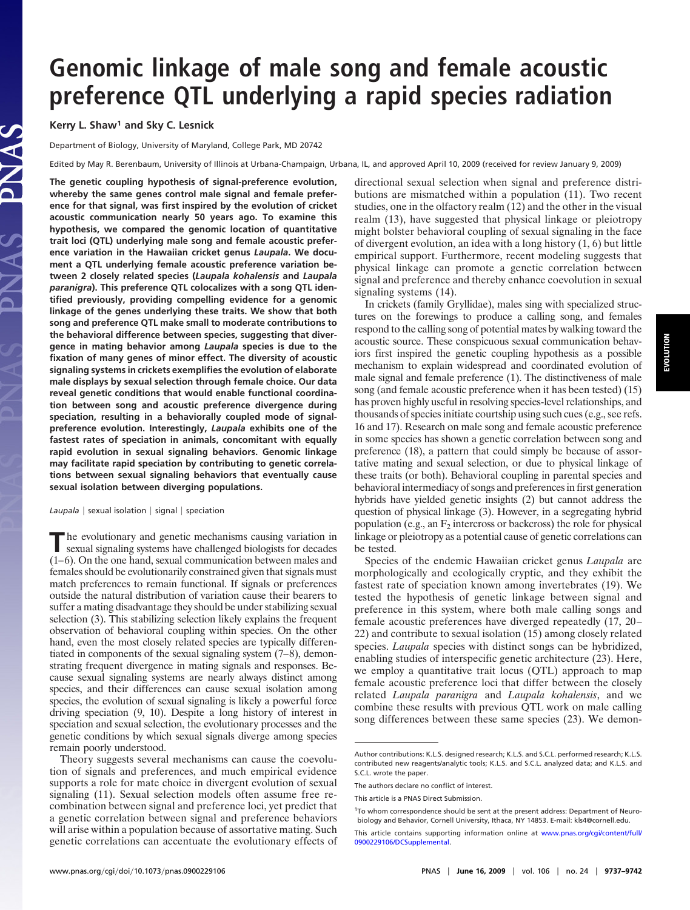# Genomic linkage of male song and female acoustic preference QTL underlying a rapid species radiation

**Kerry L. Shaw[1] and Sky C. Lesnick**

Department of Biology, University of Maryland, College Park, MD 20742

Edited by May R. Berenbaum, University of Illinois at Urbana-Champaign, Urbana, IL, and approved April 10, 2009 (received for review January 9, 2009)

**The genetic coupling hypothesis of signal-preference evolution, whereby the same genes control male signal and female preference for that signal, was first inspired by the evolution of cricket acoustic communication nearly 50 years ago. To examine this hypothesis, we compared the genomic location of quantitative trait loci (QTL) underlying male song and female acoustic preference variation in the Hawaiian cricket genus *Laupala*. We document a QTL underlying female acoustic preference variation between 2 closely related species (*Laupala kohalensis* and *Laupala paranigra*). This preference QTL colocalizes with a song QTL identified previously, providing compelling evidence for a genomic linkage of the genes underlying these traits. We show that both song and preference QTL make small to moderate contributions to the behavioral difference between species, suggesting that divergence in mating behavior among *Laupala* species is due to the fixation of many genes of minor effect. The diversity of acoustic signaling systems in crickets exemplifies the evolution of elaborate male displays by sexual selection through female choice. Our data reveal genetic conditions that would enable functional coordination between song and acoustic preference divergence during speciation, resulting in a behaviorally coupled mode of signal-preference evolution. Interestingly, *Laupala* exhibits one of the fastest rates of speciation in animals, concomitant with equally rapid evolution in sexual signaling behaviors. Genomic linkage may facilitate rapid speciation by contributing to genetic correlations between sexual signaling behaviors that eventually cause sexual isolation between diverging populations.**

*Laupala* | sexual isolation | signal | speciation

The evolutionary and genetic mechanisms causing variation in sexual signaling systems have challenged biologists for decades (1–6). On the one hand, sexual communication between males and females should be evolutionarily constrained given that signals must match preferences to remain functional. If signals or preferences outside the natural distribution of variation cause their bearers to suffer a mating disadvantage they should be under stabilizing sexual selection (3). This stabilizing selection likely explains the frequent observation of behavioral coupling within species. On the other hand, even the most closely related species are typically differentiated in components of the sexual signaling system (7–8), demonstrating frequent divergence in mating signals and responses. Because sexual signaling systems are nearly always distinct among species, and their differences can cause sexual isolation among species, the evolution of sexual signaling is likely a powerful force driving speciation (9, 10). Despite a long history of interest in speciation and sexual selection, the evolutionary processes and the genetic conditions by which sexual signals diverge among species remain poorly understood.

Theory suggests several mechanisms can cause the coevolution of signals and preferences, and much empirical evidence supports a role for mate choice in divergent evolution of sexual signaling (11). Sexual selection models often assume free recombination between signal and preference loci, yet predict that a genetic correlation between signal and preference behaviors will arise within a population because of assortative mating. Such genetic correlations can accentuate the evolutionary effects of directional sexual selection when signal and preference distributions are mismatched within a population (11). Two recent studies, one in the olfactory realm (12) and the other in the visual realm (13), have suggested that physical linkage or pleiotropy might bolster behavioral coupling of sexual signaling in the face of divergent evolution, an idea with a long history (1, 6) but little empirical support. Furthermore, recent modeling suggests that physical linkage can promote a genetic correlation between signal and preference and thereby enhance coevolution in sexual signaling systems (14).

In crickets (family Gryllidae), males sing with specialized structures on the forewings to produce a calling song, and females respond to the calling song of potential mates by walking toward the acoustic source. These conspicuous sexual communication behaviors first inspired the genetic coupling hypothesis as a possible mechanism to explain widespread and coordinated evolution of male signal and female preference (1). The distinctiveness of male song (and female acoustic preference when it has been tested) (15) has proven highly useful in resolving species-level relationships, and thousands of species initiate courtship using such cues (e.g., see refs. 16 and 17). Research on male song and female acoustic preference in some species has shown a genetic correlation between song and preference (18), a pattern that could simply be because of assortative mating and sexual selection, or due to physical linkage of these traits (or both). Behavioral coupling in parental species and behavioral intermediacy of songs and preferences in first generation hybrids have yielded genetic insights (2) but cannot address the question of physical linkage (3). However, in a segregating hybrid population (e.g., an $F_2$ intercross or backcross) the role for physical linkage or pleiotropy as a potential cause of genetic correlations can be tested.

Species of the endemic Hawaiian cricket genus *Laupala* are morphologically and ecologically cryptic, and they exhibit the fastest rate of speciation known among invertebrates (19). We tested the hypothesis of genetic linkage between signal and preference in this system, where both male calling songs and female acoustic preferences have diverged repeatedly (17, 20–22) and contribute to sexual isolation (15) among closely related species. *Laupala* species with distinct songs can be hybridized, enabling studies of interspecific genetic architecture (23). Here, we employ a quantitative trait locus (QTL) approach to map female acoustic preference loci that differ between the closely related *Laupala paranigra* and *Laupala kohalensis*, and we combine these results with previous QTL work on male calling song differences between these same species (23). We demon-

---

Author contributions: K.L.S. designed research; K.L.S. and S.C.L. performed research; K.L.S. contributed new reagents/analytic tools; K.L.S. and S.C.L. analyzed data; and K.L.S. and S.C.L. wrote the paper.

The authors declare no conflict of interest.

This article is a PNAS Direct Submission.

[1]To whom correspondence should be sent at the present address: Department of Neurobiology and Behavior, Cornell University, Ithaca, NY 14853. E-mail: kls4@cornell.edu.

This article contains supporting information online at www.pnas.org/cgi/content/full/0900229106/DCSupplemental.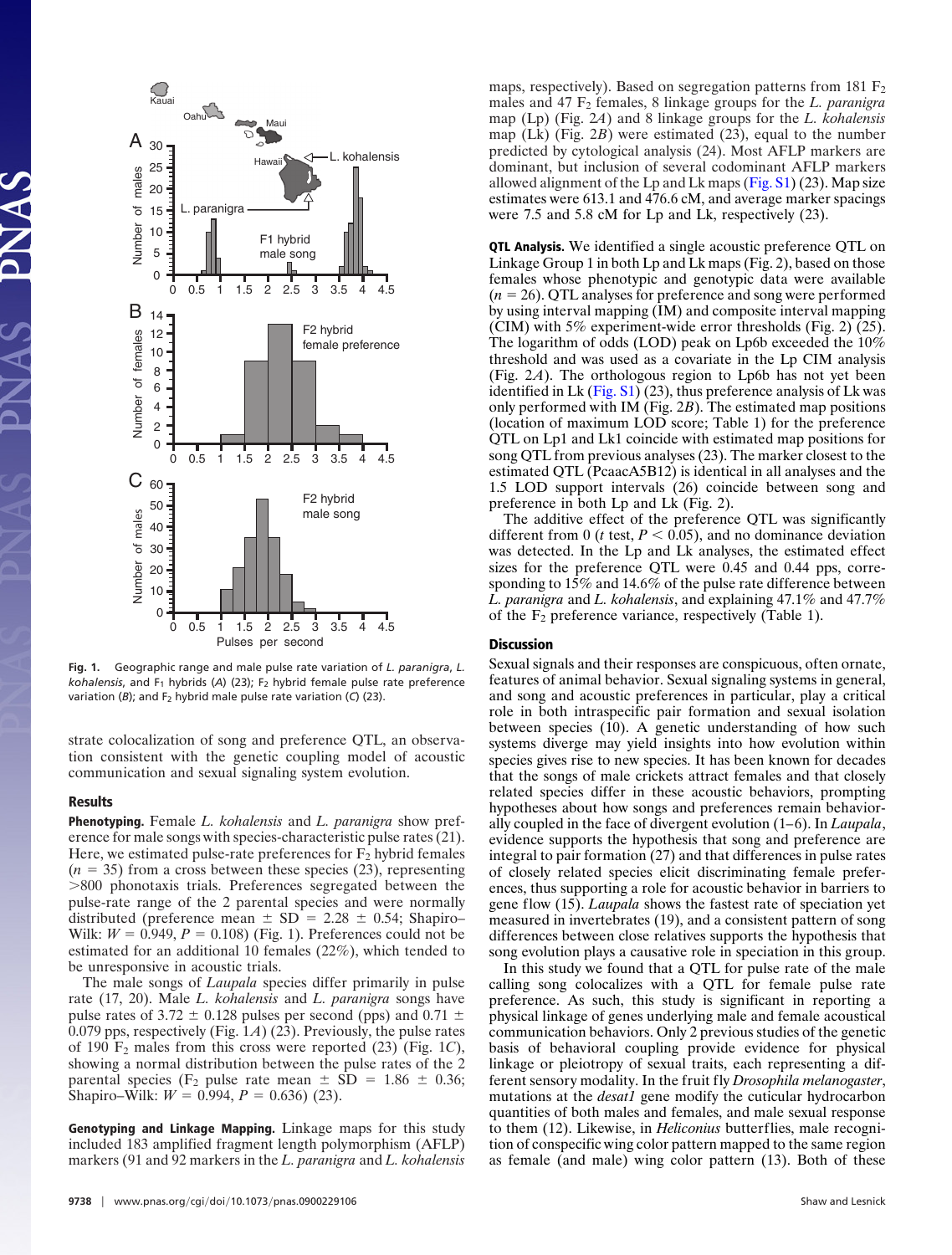Fig. 1. Geographic range and male pulse rate variation of *L. paranigra*, *L. kohalensis*, and $F_1$ hybrids (*A*) (23); $F_2$ hybrid female pulse rate preference variation (*B*); and $F_2$ hybrid male pulse rate variation (*C*) (23).

strate colocalization of song and preference QTL, an observation consistent with the genetic coupling model of acoustic communication and sexual signaling system evolution.

## Results

**Phenotyping.** Female *L. kohalensis* and *L. paranigra* show preference for male songs with species-characteristic pulse rates (21). Here, we estimated pulse-rate preferences for $F_2$ hybrid females ($n = 35$) from a cross between these species (23), representing >800 phonotaxis trials. Preferences segregated between the pulse-rate range of the 2 parental species and were normally distributed (preference mean ± SD = 2.28 ± 0.54; Shapiro–Wilk: $W = 0.949$, $P = 0.108$) (Fig. 1). Preferences could not be estimated for an additional 10 females (22%), which tended to be unresponsive in acoustic trials.

The male songs of *Laupala* species differ primarily in pulse rate (17, 20). Male *L. kohalensis* and *L. paranigra* songs have pulse rates of 3.72 ± 0.128 pulses per second (pps) and 0.71 ± 0.079 pps, respectively (Fig. 1*A*) (23). Previously, the pulse rates of 190 $F_2$ males from this cross were reported (23) (Fig. 1*C*), showing a normal distribution between the pulse rates of the 2 parental species ($F_2$ pulse rate mean ± SD = 1.86 ± 0.36; Shapiro–Wilk: $W = 0.994$, $P = 0.636$) (23).

**Genotyping and Linkage Mapping.** Linkage maps for this study included 183 amplified fragment length polymorphism (AFLP) markers (91 and 92 markers in the *L. paranigra* and *L. kohalensis* maps, respectively). Based on segregation patterns from 181 $F_2$ males and 47 $F_2$ females, 8 linkage groups for the *L. paranigra* map (Lp) (Fig. 2*A*) and 8 linkage groups for the *L. kohalensis* map (Lk) (Fig. 2*B*) were estimated (23), equal to the number predicted by cytological analysis (24). Most AFLP markers are dominant, but inclusion of several codominant AFLP markers allowed alignment of the Lp and Lk maps (Fig. S1) (23). Map size estimates were 613.1 and 476.6 cM, and average marker spacings were 7.5 and 5.8 cM for Lp and Lk, respectively (23).

**QTL Analysis.** We identified a single acoustic preference QTL on Linkage Group 1 in both Lp and Lk maps (Fig. 2), based on those females whose phenotypic and genotypic data were available ($n = 26$). QTL analyses for preference and song were performed by using interval mapping (IM) and composite interval mapping (CIM) with 5% experiment-wide error thresholds (Fig. 2) (25). The logarithm of odds (LOD) peak on Lp6b exceeded the 10% threshold and was used as a covariate in the Lp CIM analysis (Fig. 2*A*). The orthologous region to Lp6b has not yet been identified in Lk (Fig. S1) (23), thus preference analysis of Lk was only performed with IM (Fig. 2*B*). The estimated map positions (location of maximum LOD score; Table 1) for the preference QTL on Lp1 and Lk1 coincide with estimated map positions for song QTL from previous analyses (23). The marker closest to the estimated QTL (PcaacA5B12) is identical in all analyses and the 1.5 LOD support intervals (26) coincide between song and preference in both Lp and Lk (Fig. 2).

The additive effect of the preference QTL was significantly different from 0 (*t* test, $P < 0.05$), and no dominance deviation was detected. In the Lp and Lk analyses, the estimated effect sizes for the preference QTL were 0.45 and 0.44 pps, corresponding to 15% and 14.6% of the pulse rate difference between *L. paranigra* and *L. kohalensis*, and explaining 47.1% and 47.7% of the $F_2$ preference variance, respectively (Table 1).

## Discussion

Sexual signals and their responses are conspicuous, often ornate, features of animal behavior. Sexual signaling systems in general, and song and acoustic preferences in particular, play a critical role in both intraspecific pair formation and sexual isolation between species (10). A genetic understanding of how such systems diverge may yield insights into how evolution within species gives rise to new species. It has been known for decades that the songs of male crickets attract females and that closely related species differ in these acoustic behaviors, prompting hypotheses about how songs and preferences remain behaviorally coupled in the face of divergent evolution (1–6). In *Laupala*, evidence supports the hypothesis that song and preference are integral to pair formation (27) and that differences in pulse rates of closely related species elicit discriminating female preferences, thus supporting a role for acoustic behavior in barriers to gene flow (15). *Laupala* shows the fastest rate of speciation yet measured in invertebrates (19), and a consistent pattern of song differences between close relatives supports the hypothesis that song evolution plays a causative role in speciation in this group.

In this study we found that a QTL for pulse rate of the male calling song colocalizes with a QTL for female pulse rate preference. As such, this study is significant in reporting a physical linkage of genes underlying male and female acoustical communication behaviors. Only 2 previous studies of the genetic basis of behavioral coupling provide evidence for physical linkage or pleiotropy of sexual traits, each representing a different sensory modality. In the fruit fly *Drosophila melanogaster*, mutations at the *desat1* gene modify the cuticular hydrocarbon quantities of both males and females, and male sexual response to them (12). Likewise, in *Heliconius* butterflies, male recognition of conspecific wing color pattern mapped to the same region as female (and male) wing color pattern (13). Both of these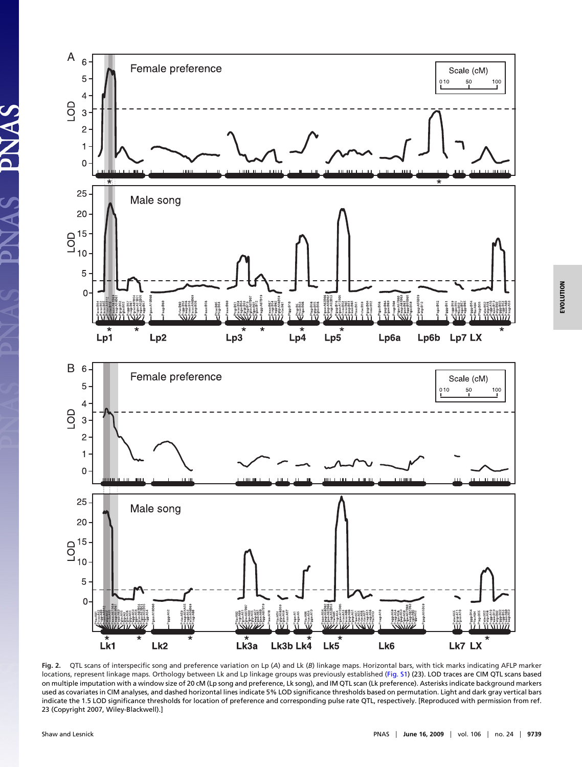Fig. 2. QTL scans of interspecific song and preference variation on Lp (A) and Lk (B) linkage maps. Horizontal bars, with tick marks indicating AFLP marker locations, represent linkage maps. Orthology between Lk and Lp linkage groups was previously established (Fig. S1) (23). LOD traces are CIM QTL scans based on multiple imputation with a window size of 20 cM (Lp song and preference, Lk song), and IM QTL scan (Lk preference). Asterisks indicate background markers used as covariates in CIM analyses, and dashed horizontal lines indicate 5% LOD significance thresholds based on permutation. Light and dark gray vertical bars indicate the 1.5 LOD significance thresholds for location of preference and corresponding pulse rate QTL, respectively. [Reproduced with permission from ref. 23 (Copyright 2007, Wiley-Blackwell).]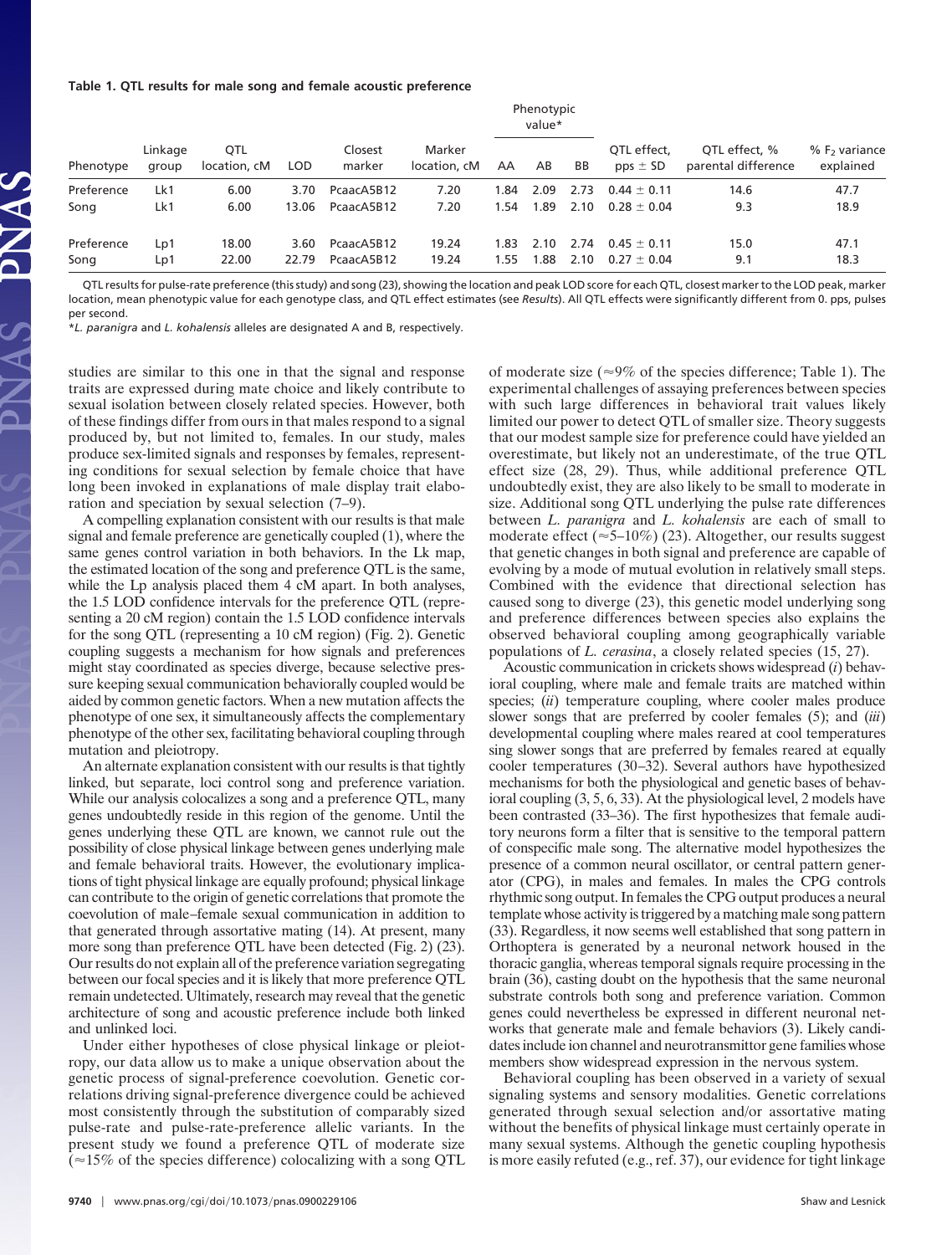**Table 1. QTL results for male song and female acoustic preference**

| Phenotype | Linkage group | QTL location, cM | LOD | Closest marker | Marker location, cM | Phenotypic value* AA | AB | BB | QTL effect, pps ± SD | QTL effect, % parental difference | % $F_2$ variance explained |
|---|---|---|---|---|---|---|---|---|---|---|---|
| Preference | Lk1 | 6.00 | 3.70 | PcaacA5B12 | 7.20 | 1.84 | 2.09 | 2.73 | 0.44 ± 0.11 | 14.6 | 47.7 |
| Song | Lk1 | 6.00 | 13.06 | PcaacA5B12 | 7.20 | 1.54 | 1.89 | 2.10 | 0.28 ± 0.04 | 9.3 | 18.9 |
| Preference | Lp1 | 18.00 | 3.60 | PcaacA5B12 | 19.24 | 1.83 | 2.10 | 2.74 | 0.45 ± 0.11 | 15.0 | 47.1 |
| Song | Lp1 | 22.00 | 22.79 | PcaacA5B12 | 19.24 | 1.55 | 1.88 | 2.10 | 0.27 ± 0.04 | 9.1 | 18.3 |

QTL results for pulse-rate preference (this study) and song (23), showing the location and peak LOD score for each QTL, closest marker to the LOD peak, marker location, mean phenotypic value for each genotype class, and QTL effect estimates (see *Results*). All QTL effects were significantly different from 0. pps, pulses per second.

*​*L. paranigra* and *L. kohalensis* alleles are designated A and B, respectively.

studies are similar to this one in that the signal and response traits are expressed during mate choice and likely contribute to sexual isolation between closely related species. However, both of these findings differ from ours in that males respond to a signal produced by, but not limited to, females. In our study, males produce sex-limited signals and responses by females, representing conditions for sexual selection by female choice that have long been invoked in explanations of male display trait elaboration and speciation by sexual selection (7–9).

A compelling explanation consistent with our results is that male signal and female preference are genetically coupled (1), where the same genes control variation in both behaviors. In the Lk map, the estimated location of the song and preference QTL is the same, while the Lp analysis placed them 4 cM apart. In both analyses, the 1.5 LOD confidence intervals for the preference QTL (representing a 20 cM region) contain the 1.5 LOD confidence intervals for the song QTL (representing a 10 cM region) (Fig. 2). Genetic coupling suggests a mechanism for how signals and preferences might stay coordinated as species diverge, because selective pressure keeping sexual communication behaviorally coupled would be aided by common genetic factors. When a new mutation affects the phenotype of one sex, it simultaneously affects the complementary phenotype of the other sex, facilitating behavioral coupling through mutation and pleiotropy.

An alternate explanation consistent with our results is that tightly linked, but separate, loci control song and preference variation. While our analysis colocalizes a song and a preference QTL, many genes undoubtedly reside in this region of the genome. Until the genes underlying these QTL are known, we cannot rule out the possibility of close physical linkage between genes underlying male and female behavioral traits. However, the evolutionary implications of tight physical linkage are equally profound; physical linkage can contribute to the origin of genetic correlations that promote the coevolution of male–female sexual communication in addition to that generated through assortative mating (14). At present, many more song than preference QTL have been detected (Fig. 2) (23). Our results do not explain all of the preference variation segregating between our focal species and it is likely that more preference QTL remain undetected. Ultimately, research may reveal that the genetic architecture of song and acoustic preference include both linked and unlinked loci.

Under either hypotheses of close physical linkage or pleiotropy, our data allow us to make a unique observation about the genetic process of signal-preference coevolution. Genetic correlations driving signal-preference divergence could be achieved most consistently through the substitution of comparably sized pulse-rate and pulse-rate-preference allelic variants. In the present study we found a preference QTL of moderate size (≈15% of the species difference) colocalizing with a song QTL of moderate size (≈9% of the species difference; Table 1). The experimental challenges of assaying preferences between species with such large differences in behavioral trait values likely limited our power to detect QTL of smaller size. Theory suggests that our modest sample size for preference could have yielded an overestimate, but likely not an underestimate, of the true QTL effect size (28, 29). Thus, while additional preference QTL undoubtedly exist, they are also likely to be small to moderate in size. Additional song QTL underlying the pulse rate differences between *L. paranigra* and *L. kohalensis* are each of small to moderate effect (≈5–10%) (23). Altogether, our results suggest that genetic changes in both signal and preference are capable of evolving by a mode of mutual evolution in relatively small steps. Combined with the evidence that directional selection has caused song to diverge (23), this genetic model underlying song and preference differences between species also explains the observed behavioral coupling among geographically variable populations of *L. cerasina*, a closely related species (15, 27).

Acoustic communication in crickets shows widespread (*i*) behavioral coupling, where male and female traits are matched within species; (*ii*) temperature coupling, where cooler males produce slower songs that are preferred by cooler females (5); and (*iii*) developmental coupling where males reared at cool temperatures sing slower songs that are preferred by females reared at equally cooler temperatures (30–32). Several authors have hypothesized mechanisms for both the physiological and genetic bases of behavioral coupling (3, 5, 6, 33). At the physiological level, 2 models have been contrasted (33–36). The first hypothesizes that female auditory neurons form a filter that is sensitive to the temporal pattern of conspecific male song. The alternative model hypothesizes the presence of a common neural oscillator, or central pattern generator (CPG), in males and females. In males the CPG controls rhythmic song output. In females the CPG output produces a neural template whose activity is triggered by a matching male song pattern (33). Regardless, it now seems well established that song pattern in Orthoptera is generated by a neuronal network housed in the thoracic ganglia, whereas temporal signals require processing in the brain (36), casting doubt on the hypothesis that the same neuronal substrate controls both song and preference variation. Common genes could nevertheless be expressed in different neuronal networks that generate male and female behaviors (3). Likely candidates include ion channel and neurotransmittor gene families whose members show widespread expression in the nervous system.

Behavioral coupling has been observed in a variety of sexual signaling systems and sensory modalities. Genetic correlations generated through sexual selection and/or assortative mating without the benefits of physical linkage must certainly operate in many sexual systems. Although the genetic coupling hypothesis is more easily refuted (e.g., ref. 37), our evidence for tight linkage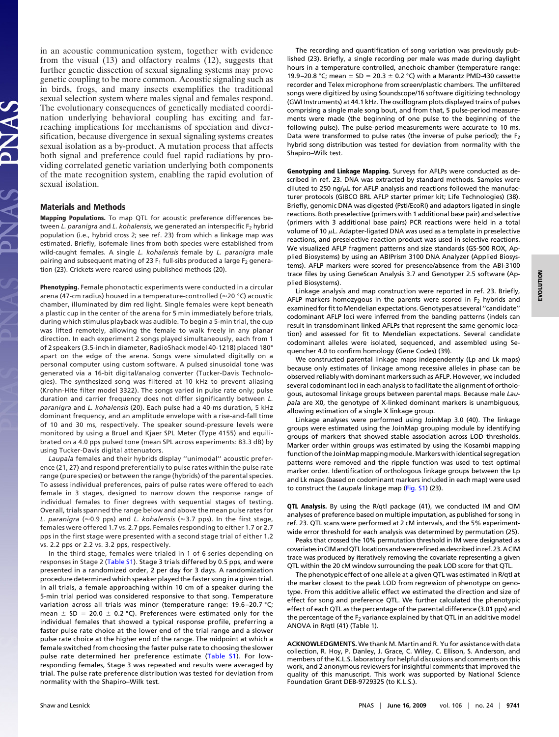in an acoustic communication system, together with evidence from the visual (13) and olfactory realms (12), suggests that further genetic dissection of sexual signaling systems may prove genetic coupling to be more common. Acoustic signaling such as in birds, frogs, and many insects exemplifies the traditional sexual selection system where males signal and females respond. The evolutionary consequences of genetically mediated coordination underlying behavioral coupling has exciting and far-reaching implications for mechanisms of speciation and diversification, because divergence in sexual signaling systems creates sexual isolation as a by-product. A mutation process that affects both signal and preference could fuel rapid radiations by providing correlated genetic variation underlying both components of the mate recognition system, enabling the rapid evolution of sexual isolation.

## Materials and Methods

**Mapping Populations.** To map QTL for acoustic preference differences between *L. paranigra* and *L. kohalensis*, we generated an interspecific $F_2$ hybrid population (i.e., hybrid cross 2; see ref. 23) from which a linkage map was estimated. Briefly, isofemale lines from both species were established from wild-caught females. A single *L. kohalensis* female by *L. paranigra* male pairing and subsequent mating of 23 $F_1$ full-sibs produced a large $F_2$ generation (23). Crickets were reared using published methods (20).

**Phenotyping.** Female phonotactic experiments were conducted in a circular arena (47-cm radius) housed in a temperature-controlled (≈20 °C) acoustic chamber, illuminated by dim red light. Single females were kept beneath a plastic cup in the center of the arena for 5 min immediately before trials, during which stimulus playback was audible. To begin a 5-min trial, the cup was lifted remotely, allowing the female to walk freely in any planar direction. In each experiment 2 songs played simultaneously, each from 1 of 2 speakers (3.5-inch in diameter, RadioShack model 40-1218) placed 180° apart on the edge of the arena. Songs were simulated digitally on a personal computer using custom software. A pulsed sinusoidal tone was generated via a 16-bit digital/analog converter (Tucker-Davis Technologies). The synthesized song was filtered at 10 kHz to prevent aliasing (Krohn-Hite filter model 3322). The songs varied in pulse rate only; pulse duration and carrier frequency does not differ significantly between *L. paranigra* and *L. kohalensis* (20). Each pulse had a 40-ms duration, 5 kHz dominant frequency, and an amplitude envelope with a rise-and-fall time of 10 and 30 ms, respectively. The speaker sound-pressure levels were monitored by using a Bruel and Kjaer SPL Meter (Type 4155) and equilibrated on a 4.0 pps pulsed tone (mean SPL across experiments: 83.3 dB) by using Tucker-Davis digital attenuators.

*Laupala* females and their hybrids display "unimodal" acoustic preference (21, 27) and respond preferentially to pulse rates within the pulse rate range (pure species) or between the range (hybrids) of the parental species. To assess individual preferences, pairs of pulse rates were offered to each female in 3 stages, designed to narrow down the response range of individual females to finer degrees with sequential stages of testing. Overall, trials spanned the range below and above the mean pulse rates for *L. paranigra* (≈0.9 pps) and *L. kohalensis* (≈3.7 pps). In the first stage, females were offered 1.7 vs. 2.7 pps. Females responding to either 1.7 or 2.7 pps in the first stage were presented with a second stage trial of either 1.2 vs. 2.2 pps or 2.2 vs. 3.2 pps, respectively.

In the third stage, females were trialed in 1 of 6 series depending on responses in Stage 2 (Table S1). Stage 3 trials differed by 0.5 pps, and were presented in a randomized order, 2 per day for 3 days. A randomization procedure determined which speaker played the faster song in a given trial. In all trials, a female approaching within 10 cm of a speaker during the 5-min trial period was considered responsive to that song. Temperature variation across all trials was minor (temperature range: 19.6–20.7 °C; mean ± SD = 20.0 ± 0.2 °C). Preferences were estimated only for the individual females that showed a typical response profile, preferring a faster pulse rate choice at the lower end of the trial range and a slower pulse rate choice at the higher end of the range. The midpoint at which a female switched from choosing the faster pulse rate to choosing the slower pulse rate determined her preference estimate (Table S1). For low-responding females, Stage 3 was repeated and results were averaged by trial. The pulse rate preference distribution was tested for deviation from normality with the Shapiro–Wilk test.

The recording and quantification of song variation was previously published (23). Briefly, a single recording per male was made during daylight hours in a temperature controlled, anechoic chamber (temperature range: 19.9–20.8 °C; mean ± SD = 20.3 ± 0.2 °C) with a Marantz PMD-430 cassette recorder and Telex microphone from screen/plastic chambers. The unfiltered songs were digitized by using Soundscope/16 software digitizing technology (GWI Instruments) at 44.1 kHz. The oscillogram plots displayed trains of pulses comprising a single male song bout, and from that, 5 pulse-period measurements were made (the beginning of one pulse to the beginning of the following pulse). The pulse-period measurements were accurate to 10 ms. Data were transformed to pulse rates (the inverse of pulse period); the $F_2$ hybrid song distribution was tested for deviation from normality with the Shapiro–Wilk test.

**Genotyping and Linkage Mapping.** Surveys for AFLPs were conducted as described in ref. 23. DNA was extracted by standard methods. Samples were diluted to 250 ng/$\mu$L for AFLP analysis and reactions followed the manufacturer protocols (GIBCO BRL AFLP starter primer kit; Life Technologies) (38). Briefly, genomic DNA was digested (PstI/EcoRI) and adaptors ligated in single reactions. Both preselective (primers with 1 additional base pair) and selective (primers with 3 additional base pairs) PCR reactions were held in a total volume of 10 $\mu$L. Adapter-ligated DNA was used as a template in preselective reactions, and preselective reaction product was used in selective reactions. We visualized AFLP fragment patterns and size standards (GS-500 ROX, Applied Biosystems) by using an ABIPrism 3100 DNA Analyzer (Applied Biosystems). AFLP markers were scored for presence/absence from the ABI-3100 trace files by using GeneScan Analysis 3.7 and Genotyper 2.5 software (Applied Biosystems).

Linkage analysis and map construction were reported in ref. 23. Briefly, AFLP markers homozygous in the parents were scored in $F_2$ hybrids and examined for fit to Mendelian expectations. Genotypes at several "candidate" codominant AFLP loci were inferred from the banding patterns (indels can result in transdominant linked AFLPs that represent the same genomic location) and assessed for fit to Mendelian expectations. Several candidate codominant alleles were isolated, sequenced, and assembled using Sequencher 4.0 to confirm homology (Gene Codes) (39).

We constructed parental linkage maps independently (Lp and Lk maps) because only estimates of linkage among recessive alleles in phase can be observed reliably with dominant markers such as AFLP. However, we included several codominant loci in each analysis to facilitate the alignment of orthologous, autosomal linkage groups between parental maps. Because male *Laupala* are X0, the genotype of X-linked dominant markers is unambiguous, allowing estimation of a single X linkage group.

Linkage analyses were performed using JoinMap 3.0 (40). The linkage groups were estimated using the JoinMap grouping module by identifying groups of markers that showed stable association across LOD thresholds. Marker order within groups was estimated by using the Kosambi mapping function of the JoinMap mapping module. Markers with identical segregation patterns were removed and the ripple function was used to test optimal marker order. Identification of orthologous linkage groups between the Lp and Lk maps (based on codominant markers included in each map) were used to construct the *Laupala* linkage map (Fig. S1) (23).

**QTL Analysis.** By using the R/qtl package (41), we conducted IM and CIM analyses of preference based on multiple imputation, as published for song in ref. 23. QTL scans were performed at 2 cM intervals, and the 5% experiment-wide error threshold for each analysis was determined by permutation (25).

Peaks that crossed the 10% permutation threshold in IM were designated as covariates in CIM and QTL locations and were refined as described in ref. 23. A CIM trace was produced by iteratively removing the covariate representing a given QTL within the 20 cM window surrounding the peak LOD score for that QTL.

The phenotypic effect of one allele at a given QTL was estimated in R/qtl at the marker closest to the peak LOD from regression of phenotype on genotype. From this additive allelic effect we estimated the direction and size of effect for song and preference QTL. We further calculated the phenotypic effect of each QTL as the percentage of the parental difference (3.01 pps) and the percentage of the $F_2$ variance explained by that QTL in an additive model ANOVA in R/qtl (41) (Table 1).

**ACKNOWLEDGMENTS.** We thank M. Martin and R. Yu for assistance with data collection, R. Hoy, P. Danley, J. Grace, C. Wiley, C. Ellison, S. Anderson, and members of the K.L.S. laboratory for helpful discussions and comments on this work, and 2 anonymous reviewers for insightful comments that improved the quality of this manuscript. This work was supported by National Science Foundation Grant DEB-9729325 (to K.L.S.).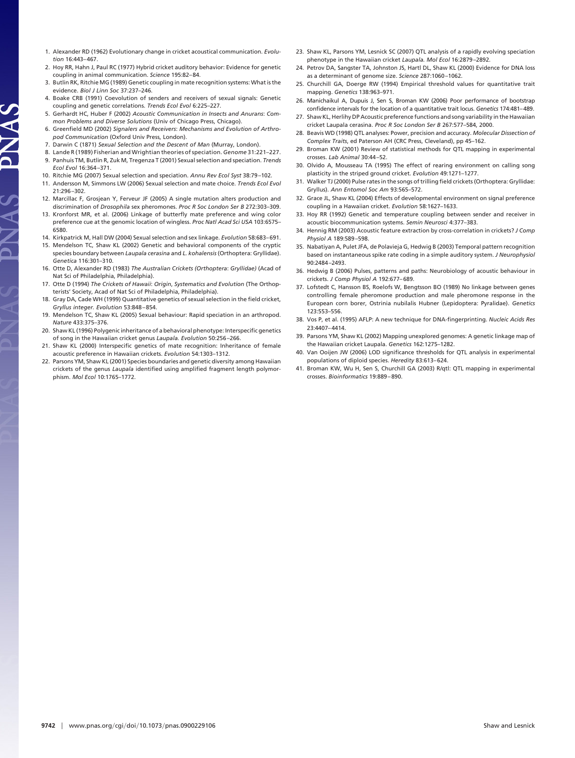1. Alexander RD (1962) Evolutionary change in cricket acoustical communication. *Evolution* 16:443–467.
2. Hoy RR, Hahn J, Paul RC (1977) Hybrid cricket auditory behavior: Evidence for genetic coupling in animal communication. *Science* 195:82–84.
3. Butlin RK, Ritchie MG (1989) Genetic coupling in mate recognition systems: What is the evidence. *Biol J Linn Soc* 37:237–246.
4. Boake CRB (1991) Coevolution of senders and receivers of sexual signals: Genetic coupling and genetic correlations. *Trends Ecol Evol* 6:225–227.
5. Gerhardt HC, Huber F (2002) *Acoustic Communication in Insects and Anurans*: *Common Problems and Diverse Solutions* (Univ of Chicago Press, Chicago).
6. Greenfield MD (2002) *Signalers and Receivers*: *Mechanisms and Evolution of Arthropod Communication* (Oxford Univ Press, London).
7. Darwin C (1871) *Sexual Selection and the Descent of Man* (Murray, London).
8. Lande R (1989) Fisherian and Wrightian theories of speciation. *Genome* 31:221–227.
9. Panhuis TM, Butlin R, Zuk M, Tregenza T (2001) Sexual selection and speciation. *Trends Ecol Evol* 16:364–371.
10. Ritchie MG (2007) Sexual selection and speciation. *Annu Rev Ecol Syst* 38:79–102.
11. Andersson M, Simmons LW (2006) Sexual selection and mate choice. *Trends Ecol Evol* 21:296–302.
12. Marcillac F, Grosjean Y, Ferveur JF (2005) A single mutation alters production and discrimination of *Drosophila* sex pheromones. *Proc R Soc London Ser B* 272:303–309.
13. Kronforst MR, et al. (2006) Linkage of butterfly mate preference and wing color preference cue at the genomic location of wingless. *Proc Natl Acad Sci USA* 103:6575–6580.
14. Kirkpatrick M, Hall DW (2004) Sexual selection and sex linkage. *Evolution* 58:683–691.
15. Mendelson TC, Shaw KL (2002) Genetic and behavioral components of the cryptic species boundary between *Laupala cerasina* and *L. kohalensis* (Orthoptera: Gryllidae). *Genetica* 116:301–310.
16. Otte D, Alexander RD (1983) *The Australian Crickets (Orthoptera*: *Gryllidae)* (Acad of Nat Sci of Philadelphia, Philadelphia).
17. Otte D (1994) *The Crickets of Hawaii*: *Origin*, *Systematics and Evolution* (The Orthopterists' Society, Acad of Nat Sci of Philadelphia, Philadelphia).
18. Gray DA, Cade WH (1999) Quantitative genetics of sexual selection in the field cricket, *Gryllus integer. Evolution* 53:848–854.
19. Mendelson TC, Shaw KL (2005) Sexual behaviour: Rapid speciation in an arthropod. *Nature* 433:375–376.
20. Shaw KL (1996) Polygenic inheritance of a behavioral phenotype: Interspecific genetics of song in the Hawaiian cricket genus *Laupala. Evolution* 50:256–266.
21. Shaw KL (2000) Interspecific genetics of mate recognition: Inheritance of female acoustic preference in Hawaiian crickets. *Evolution* 54:1303–1312.
22. Parsons YM, Shaw KL (2001) Species boundaries and genetic diversity among Hawaiian crickets of the genus *Laupala* identified using amplified fragment length polymorphism. *Mol Ecol* 10:1765–1772.
23. Shaw KL, Parsons YM, Lesnick SC (2007) QTL analysis of a rapidly evolving speciation phenotype in the Hawaiian cricket *Laupala. Mol Ecol* 16:2879–2892.
24. Petrov DA, Sangster TA, Johnston JS, Hartl DL, Shaw KL (2000) Evidence for DNA loss as a determinant of genome size. *Science* 287:1060–1062.
25. Churchill GA, Doerge RW (1994) Empirical threshold values for quantitative trait mapping. *Genetics* 138:963–971.
26. Manichaikul A, Dupuis J, Sen S, Broman KW (2006) Poor performance of bootstrap confidence intervals for the location of a quantitative trait locus. *Genetics* 174:481–489.
27. Shaw KL, Herlihy DP Acoustic preference functions and song variability in the Hawaiian cricket Laupala cerasina. *Proc R Soc London Ser B* 267:577–584, 2000.
28. Beavis WD (1998) QTL analyses: Power, precision and accuracy. *Molecular Dissection of Complex Traits*, ed Paterson AH (CRC Press, Cleveland), pp 45–162.
29. Broman KW (2001) Review of statistical methods for QTL mapping in experimental crosses. *Lab Animal* 30:44–52.
30. Olvido A, Mousseau TA (1995) The effect of rearing environment on calling song plasticity in the striped ground cricket. *Evolution* 49:1271–1277.
31. Walker TJ (2000) Pulse rates in the songs of trilling field crickets (Orthoptera: Gryllidae: Gryllus). *Ann Entomol Soc Am* 93:565–572.
32. Grace JL, Shaw KL (2004) Effects of developmental environment on signal preference coupling in a Hawaiian cricket. *Evolution* 58:1627–1633.
33. Hoy RR (1992) Genetic and temperature coupling between sender and receiver in acoustic biocommunication systems. *Semin Neurosci* 4:377–383.
34. Hennig RM (2003) Acoustic feature extraction by cross-correlation in crickets? *J Comp Physiol A* 189:589–598.
35. Nabatiyan A, Pulet JFA, de Polavieja G, Hedwig B (2003) Temporal pattern recognition based on instantaneous spike rate coding in a simple auditory system. *J Neurophysiol* 90:2484–2493.
36. Hedwig B (2006) Pulses, patterns and paths: Neurobiology of acoustic behaviour in crickets. *J Comp Physiol A* 192:677–689.
37. Lofstedt C, Hansson BS, Roelofs W, Bengtsson BO (1989) No linkage between genes controlling female pheromone production and male pheromone response in the European corn borer, Ostrinia nubilalis Hubner (Lepidoptera: Pyralidae). *Genetics* 123:553–556.
38. Vos P, et al. (1995) AFLP: A new technique for DNA-fingerprinting. *Nucleic Acids Res* 23:4407–4414.
39. Parsons YM, Shaw KL (2002) Mapping unexplored genomes: A genetic linkage map of the Hawaiian cricket Laupala. *Genetics* 162:1275–1282.
40. Van Ooijen JW (2006) LOD significance thresholds for QTL analysis in experimental populations of diploid species. *Heredity* 83:613–624.
41. Broman KW, Wu H, Sen S, Churchill GA (2003) R/qtl: QTL mapping in experimental crosses. *Bioinformatics* 19:889–890.